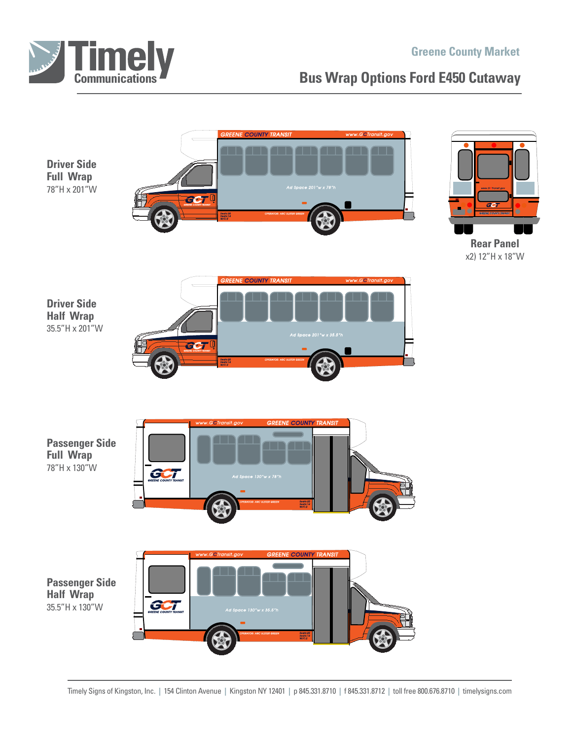Timely Communications

Greene County Market

# Bus Wrap Options Ford E450 Cutaway

**Driver Side Full Wrap**
78"H x 201"W

**Rear Panel**
x2) 12"H x 18"W

**Driver Side Half Wrap**
35.5"H x 201"W

**Passenger Side Full Wrap**
78"H x 130"W

**Passenger Side Half Wrap**
35.5"H x 130"W

Timely Signs of Kingston, Inc. | 154 Clinton Avenue | Kingston NY 12401 | p 845.331.8710 | f 845.331.8712 | toll free 800.676.8710 | timelysigns.com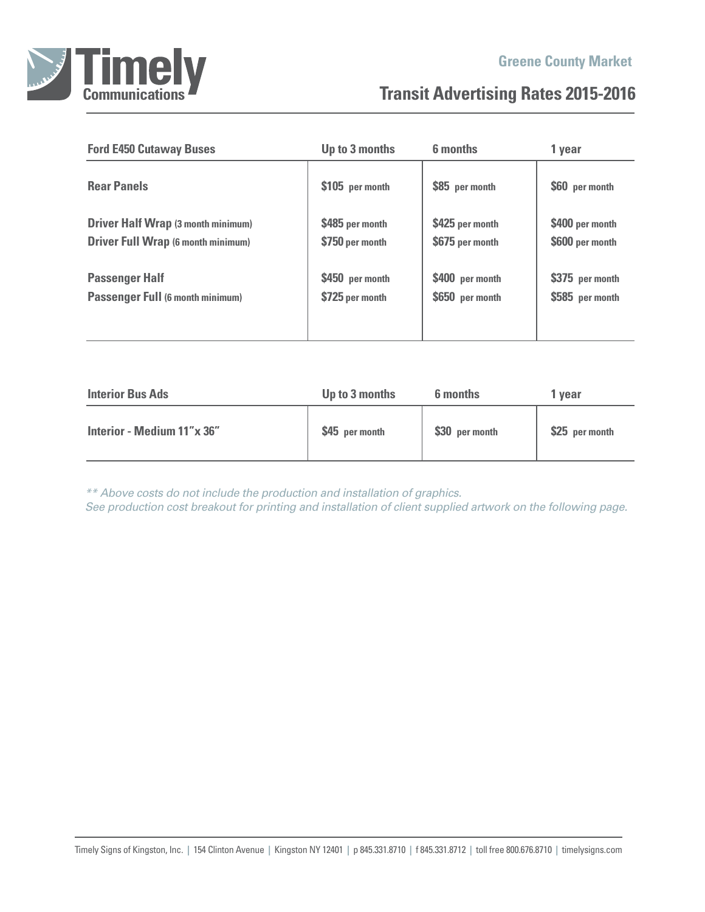Timely Communications

Greene County Market

# Transit Advertising Rates 2015-2016

| Ford E450 Cutaway Buses | Up to 3 months | 6 months | 1 year |
|---|---|---|---|
| **Rear Panels** | $105 per month | $85 per month | $60 per month |
| **Driver Half Wrap** (3 month minimum) | $485 per month | $425 per month | $400 per month |
| **Driver Full Wrap** (6 month minimum) | $750 per month | $675 per month | $600 per month |
| **Passenger Half** | $450 per month | $400 per month | $375 per month |
| **Passenger Full** (6 month minimum) | $725 per month | $650 per month | $585 per month |

| Interior Bus Ads | Up to 3 months | 6 months | 1 year |
|---|---|---|---|
| **Interior - Medium 11"x 36"** | $45 per month | $30 per month | $25 per month |

*** Above costs do not include the production and installation of graphics.*
*See production cost breakout for printing and installation of client supplied artwork on the following page.*

Timely Signs of Kingston, Inc. | 154 Clinton Avenue | Kingston NY 12401 | p 845.331.8710 | f 845.331.8712 | toll free 800.676.8710 | timelysigns.com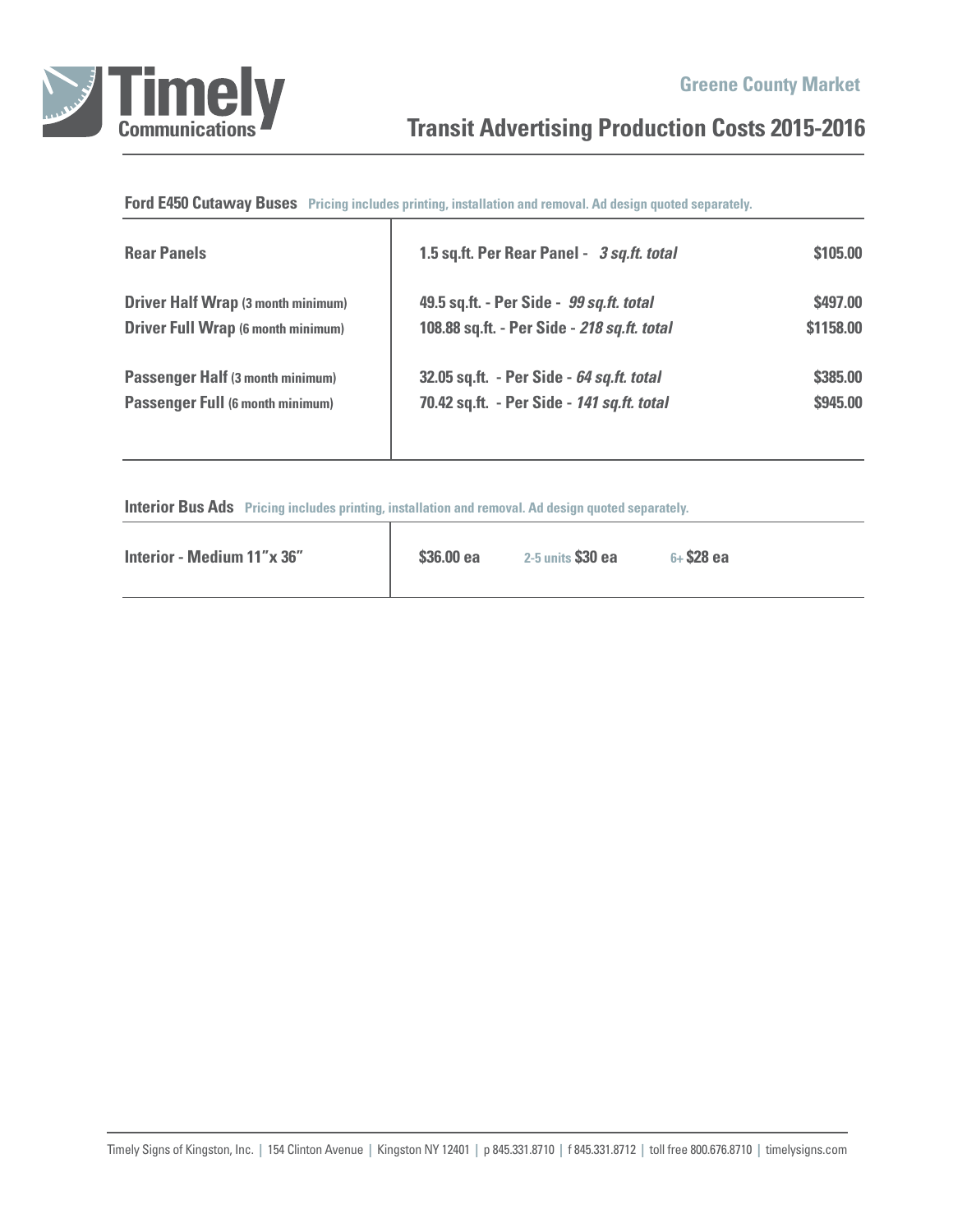Timely Communications

Greene County Market

# Transit Advertising Production Costs 2015-2016

## Ford E450 Cutaway Buses

Pricing includes printing, installation and removal. Ad design quoted separately.

| | | |
|---|---|---|
| **Rear Panels** | 1.5 sq.ft. Per Rear Panel - *3 sq.ft. total* | $105.00 |
| **Driver Half Wrap** (3 month minimum) | 49.5 sq.ft. - Per Side - *99 sq.ft. total* | $497.00 |
| **Driver Full Wrap** (6 month minimum) | 108.88 sq.ft. - Per Side - *218 sq.ft. total* | $1158.00 |
| **Passenger Half** (3 month minimum) | 32.05 sq.ft. - Per Side - *64 sq.ft. total* | $385.00 |
| **Passenger Full** (6 month minimum) | 70.42 sq.ft. - Per Side - *141 sq.ft. total* | $945.00 |

## Interior Bus Ads

Pricing includes printing, installation and removal. Ad design quoted separately.

| | | | |
|---|---|---|---|
| **Interior - Medium 11″x 36″** | $36.00 ea | 2-5 units $30 ea | 6+ $28 ea |

Timely Signs of Kingston, Inc. | 154 Clinton Avenue | Kingston NY 12401 | p 845.331.8710 | f 845.331.8712 | toll free 800.676.8710 | timelysigns.com